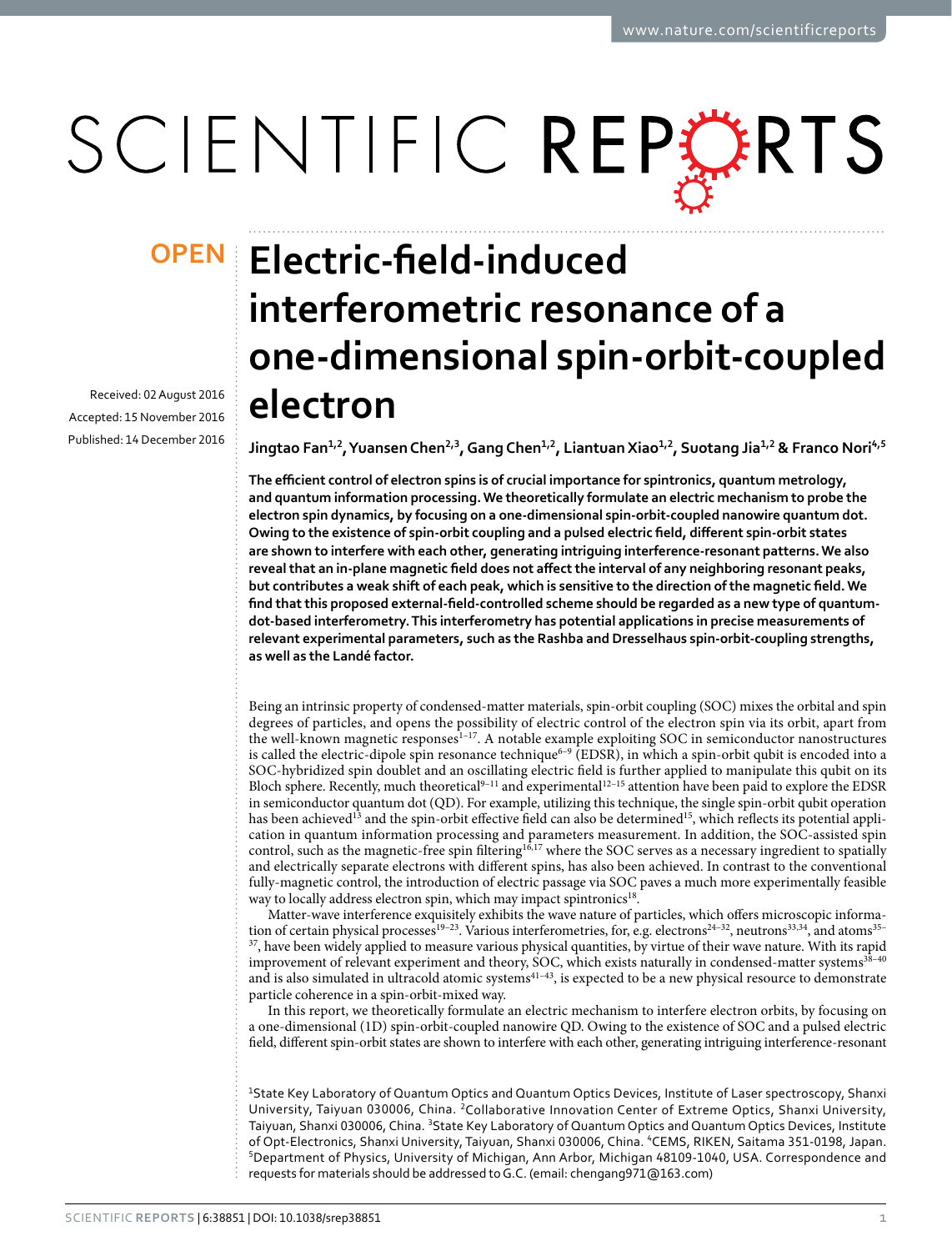OPEN

# Electric-field-induced interferometric resonance of a one-dimensional spin-orbit-coupled electron

Received: 02 August 2016

Accepted: 15 November 2016

Published: 14 December 2016

**Jingtao Fan[1,2], Yuansen Chen[2,3], Gang Chen[1,2], Liantuan Xiao[1,2], Suotang Jia[1,2] & Franco Nori[4,5]**

**The efficient control of electron spins is of crucial importance for spintronics, quantum metrology, and quantum information processing. We theoretically formulate an electric mechanism to probe the electron spin dynamics, by focusing on a one-dimensional spin-orbit-coupled nanowire quantum dot. Owing to the existence of spin-orbit coupling and a pulsed electric field, different spin-orbit states are shown to interfere with each other, generating intriguing interference-resonant patterns. We also reveal that an in-plane magnetic field does not affect the interval of any neighboring resonant peaks, but contributes a weak shift of each peak, which is sensitive to the direction of the magnetic field. We find that this proposed external-field-controlled scheme should be regarded as a new type of quantum-dot-based interferometry. This interferometry has potential applications in precise measurements of relevant experimental parameters, such as the Rashba and Dresselhaus spin-orbit-coupling strengths, as well as the Landé factor.**

Being an intrinsic property of condensed-matter materials, spin-orbit coupling (SOC) mixes the orbital and spin degrees of particles, and opens the possibility of electric control of the electron spin via its orbit, apart from the well-known magnetic responses[1–17]. A notable example exploiting SOC in semiconductor nanostructures is called the electric-dipole spin resonance technique[6–9] (EDSR), in which a spin-orbit qubit is encoded into a SOC-hybridized spin doublet and an oscillating electric field is further applied to manipulate this qubit on its Bloch sphere. Recently, much theoretical[9–11] and experimental[12–15] attention have been paid to explore the EDSR in semiconductor quantum dot (QD). For example, utilizing this technique, the single spin-orbit qubit operation has been achieved[13] and the spin-orbit effective field can also be determined[15], which reflects its potential application in quantum information processing and parameters measurement. In addition, the SOC-assisted spin control, such as the magnetic-free spin filtering[16,17] where the SOC serves as a necessary ingredient to spatially and electrically separate electrons with different spins, has also been achieved. In contrast to the conventional fully-magnetic control, the introduction of electric passage via SOC paves a much more experimentally feasible way to locally address electron spin, which may impact spintronics[18].

Matter-wave interference exquisitely exhibits the wave nature of particles, which offers microscopic information of certain physical processes[19–23]. Various interferometries, for, e.g. electrons[24–32], neutrons[33,34], and atoms[35–37], have been widely applied to measure various physical quantities, by virtue of their wave nature. With its rapid improvement of relevant experiment and theory, SOC, which exists naturally in condensed-matter systems[38–40] and is also simulated in ultracold atomic systems[41–43], is expected to be a new physical resource to demonstrate particle coherence in a spin-orbit-mixed way.

In this report, we theoretically formulate an electric mechanism to interfere electron orbits, by focusing on a one-dimensional (1D) spin-orbit-coupled nanowire QD. Owing to the existence of SOC and a pulsed electric field, different spin-orbit states are shown to interfere with each other, generating intriguing interference-resonant

[1]State Key Laboratory of Quantum Optics and Quantum Optics Devices, Institute of Laser spectroscopy, Shanxi University, Taiyuan 030006, China. [2]Collaborative Innovation Center of Extreme Optics, Shanxi University, Taiyuan, Shanxi 030006, China. [3]State Key Laboratory of Quantum Optics and Quantum Optics Devices, Institute of Opt-Electronics, Shanxi University, Taiyuan, Shanxi 030006, China. [4]CEMS, RIKEN, Saitama 351-0198, Japan. [5]Department of Physics, University of Michigan, Ann Arbor, Michigan 48109-1040, USA. Correspondence and requests for materials should be addressed to G.C. (email: chengang971@163.com)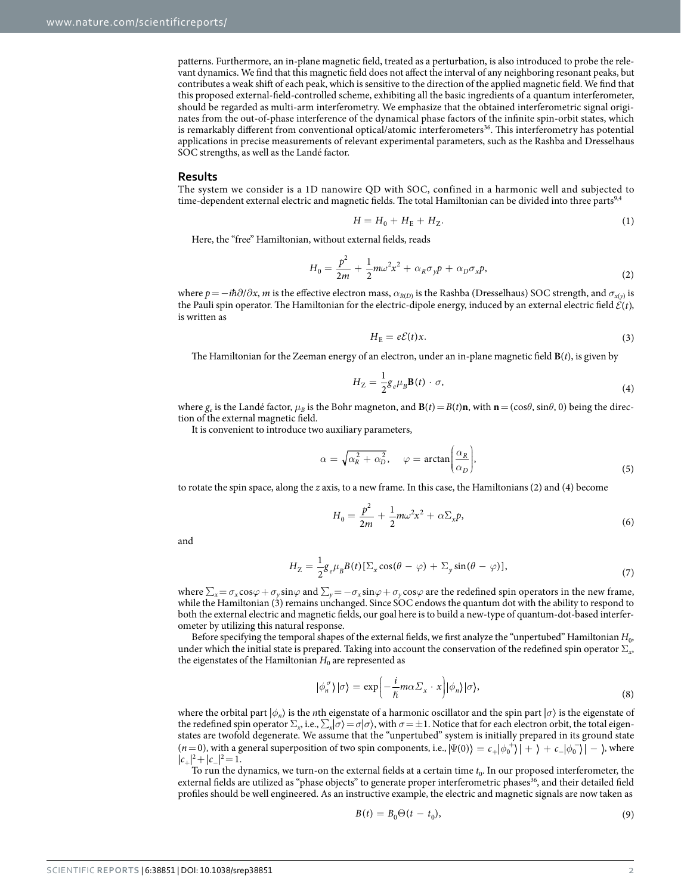patterns. Furthermore, an in-plane magnetic field, treated as a perturbation, is also introduced to probe the relevant dynamics. We find that this magnetic field does not affect the interval of any neighboring resonant peaks, but contributes a weak shift of each peak, which is sensitive to the direction of the applied magnetic field. We find that this proposed external-field-controlled scheme, exhibiting all the basic ingredients of a quantum interferometer, should be regarded as multi-arm interferometry. We emphasize that the obtained interferometric signal originates from the out-of-phase interference of the dynamical phase factors of the infinite spin-orbit states, which is remarkably different from conventional optical/atomic interferometers[36]. This interferometry has potential applications in precise measurements of relevant experimental parameters, such as the Rashba and Dresselhaus SOC strengths, as well as the Landé factor.

## Results

The system we consider is a 1D nanowire QD with SOC, confined in a harmonic well and subjected to time-dependent external electric and magnetic fields. The total Hamiltonian can be divided into three parts[9,4]

$$H = H_0 + H_{\rm E} + H_{\rm Z}. \tag{1}$$

Here, the "free" Hamiltonian, without external fields, reads

$$H_0 = \frac{p^2}{2m} + \frac{1}{2}m\omega^2 x^2 + \alpha_R \sigma_y p + \alpha_D \sigma_x p, \tag{2}$$

where $p = -i\hbar\partial/\partial x$, $m$ is the effective electron mass, $\alpha_{R(D)}$ is the Rashba (Dresselhaus) SOC strength, and $\sigma_{x(y)}$ is the Pauli spin operator. The Hamiltonian for the electric-dipole energy, induced by an external electric field $\mathcal{E}(t)$, is written as

$$H_{\rm E} = e\mathcal{E}(t)x. \tag{3}$$

The Hamiltonian for the Zeeman energy of an electron, under an in-plane magnetic field $\mathbf{B}(t)$, is given by

$$H_{\rm Z} = \frac{1}{2}g_e \mu_B \mathbf{B}(t)\cdot \sigma, \tag{4}$$

where $g_e$ is the Landé factor, $\mu_B$ is the Bohr magneton, and $\mathbf{B}(t) = B(t)\mathbf{n}$, with $\mathbf{n} = (\cos\theta, \sin\theta, 0)$ being the direction of the external magnetic field.

It is convenient to introduce two auxiliary parameters,

$$\alpha = \sqrt{\alpha_R^2 + \alpha_D^2}, \quad \varphi = \arctan\left(\frac{\alpha_R}{\alpha_D}\right), \tag{5}$$

to rotate the spin space, along the $z$ axis, to a new frame. In this case, the Hamiltonians (2) and (4) become

$$H_0 = \frac{p^2}{2m} + \frac{1}{2}m\omega^2 x^2 + \alpha\Sigma_x p, \tag{6}$$

and

$$H_{\rm Z} = \frac{1}{2}g_e \mu_B B(t)[\Sigma_x \cos(\theta - \varphi) + \Sigma_y \sin(\theta - \varphi)], \tag{7}$$

where $\sum_x = \sigma_x\cos\varphi + \sigma_y\sin\varphi$ and $\sum_y = -\sigma_x\sin\varphi + \sigma_y\cos\varphi$ are the redefined spin operators in the new frame, while the Hamiltonian (3) remains unchanged. Since SOC endows the quantum dot with the ability to respond to both the external electric and magnetic fields, our goal here is to build a new-type of quantum-dot-based interferometer by utilizing this natural response.

Before specifying the temporal shapes of the external fields, we first analyze the "unpertubed" Hamiltonian $H_0$, under which the initial state is prepared. Taking into account the conservation of the redefined spin operator $\Sigma_x$, the eigenstates of the Hamiltonian $H_0$ are represented as

$$|\phi_n^\sigma\rangle|\sigma\rangle = \exp\left(-\frac{i}{\hbar}m\alpha\Sigma_x\cdot x\right)|\phi_n\rangle|\sigma\rangle, \tag{8}$$

where the orbital part $|\phi_n\rangle$ is the $n$th eigenstate of a harmonic oscillator and the spin part $|\sigma\rangle$ is the eigenstate of the redefined spin operator $\Sigma_x$, i.e., $\sum_x|\sigma\rangle = \sigma|\sigma\rangle$, with $\sigma = \pm 1$. Notice that for each electron orbit, the total eigenstates are twofold degenerate. We assume that the "unpertubed" system is initially prepared in its ground state ($n = 0$), with a general superposition of two spin components, i.e., $|\Psi(0)\rangle = c_+|\phi_0^+\rangle|+\rangle + c_-|\phi_0^-\rangle|-\rangle$, where $|c_+|^2 + |c_-|^2 = 1$.

To run the dynamics, we turn-on the external fields at a certain time $t_0$. In our proposed interferometer, the external fields are utilized as "phase objects" to generate proper interferometric phases[36], and their detailed field profiles should be well engineered. As an instructive example, the electric and magnetic signals are now taken as

$$B(t) = B_0\Theta(t - t_0), \tag{9}$$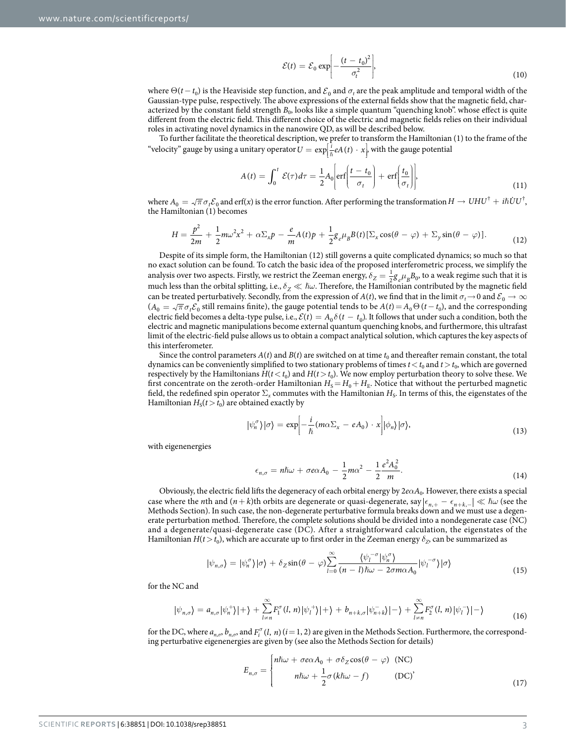$$\mathcal{E}(t) = \mathcal{E}_0 \exp\left[-\frac{(t - t_0)^2}{\sigma_t^2}\right], \tag{10}$$

where $\Theta(t - t_0)$ is the Heaviside step function, and $\mathcal{E}_0$ and $\sigma_t$ are the peak amplitude and temporal width of the Gaussian-type pulse, respectively. The above expressions of the external fields show that the magnetic field, characterized by the constant field strength $B_0$, looks like a simple quantum "quenching knob". whose effect is quite different from the electric field. This different choice of the electric and magnetic fields relies on their individual roles in activating novel dynamics in the nanowire QD, as will be described below.

To further facilitate the theoretical description, we prefer to transform the Hamiltonian (1) to the frame of the "velocity" gauge by using a unitary operator $U = \exp\left[\frac{i}{\hbar} eA(t) \cdot x\right]$, with the gauge potential

$$A(t) = \int_0^t \mathcal{E}(\tau) d\tau = \frac{1}{2} A_0 \left[\operatorname{erf}\left(\frac{t - t_0}{\sigma_t}\right) + \operatorname{erf}\left(\frac{t_0}{\sigma_t}\right)\right], \tag{11}$$

where $A_0 = \sqrt{\pi}\sigma_t \mathcal{E}_0$ and $\operatorname{erf}(x)$ is the error function. After performing the transformation $H \to UHU^\dagger + i\hbar \dot{U} U^\dagger$, the Hamiltonian (1) becomes

$$H = \frac{p^2}{2m} + \frac{1}{2} m\omega^2 x^2 + \alpha \Sigma_x p - \frac{e}{m} A(t) p + \frac{1}{2} g_e \mu_B B(t) [\Sigma_x \cos(\theta - \varphi) + \Sigma_y \sin(\theta - \varphi)]. \tag{12}$$

Despite of its simple form, the Hamiltonian (12) still governs a quite complicated dynamics; so much so that no exact solution can be found. To catch the basic idea of the proposed interferometric process, we simplify the analysis over two aspects. Firstly, we restrict the Zeeman energy, $\delta_Z = \frac{1}{2} g_e \mu_B B_0$, to a weak regime such that it is much less than the orbital splitting, i.e., $\delta_Z \ll \hbar\omega$. Therefore, the Hamiltonian contributed by the magnetic field can be treated perturbatively. Secondly, from the expression of $A(t)$, we find that in the limit $\sigma_t \to 0$ and $\mathcal{E}_0 \to \infty$ ($A_0 = \sqrt{\pi}\sigma_t \mathcal{E}_0$ still remains finite), the gauge potential tends to be $A(t) = A_0 \Theta(t - t_0)$, and the corresponding electric field becomes a delta-type pulse, i.e., $\mathcal{E}(t) = A_0 \delta(t - t_0)$. It follows that under such a condition, both the electric and magnetic manipulations become external quantum quenching knobs, and furthermore, this ultrafast limit of the electric-field pulse allows us to obtain a compact analytical solution, which captures the key aspects of this interferometer.

Since the control parameters $A(t)$ and $B(t)$ are switched on at time $t_0$ and thereafter remain constant, the total dynamics can be conveniently simplified to two stationary problems of times $t < t_0$ and $t > t_0$, which are governed respectively by the Hamiltonians $H(t < t_0)$ and $H(t > t_0)$. We now employ perturbation theory to solve these. We first concentrate on the zeroth-order Hamiltonian $H_S = H_0 + H_E$. Notice that without the perturbed magnetic field, the redefined spin operator $\Sigma_x$ commutes with the Hamiltonian $H_S$. In terms of this, the eigenstates of the Hamiltonian $H_S(t > t_0)$ are obtained exactly by

$$|\psi_n^\sigma\rangle |\sigma\rangle = \exp\left[-\frac{i}{\hbar}(m\alpha\Sigma_x - eA_0) \cdot x\right] |\phi_n\rangle |\sigma\rangle, \tag{13}$$

with eigenenergies

$$\epsilon_{n,\sigma} = n\hbar\omega + \sigma e\alpha A_0 - \frac{1}{2} m\alpha^2 - \frac{1}{2} \frac{e^2 A_0^2}{m}. \tag{14}$$

Obviously, the electric field lifts the degeneracy of each orbital energy by $2e\alpha A_0$. However, there exists a special case where the $n$th and $(n+k)$th orbits are degenerate or quasi-degenerate, say $|\epsilon_{n,+} - \epsilon_{n+k,-}| \ll \hbar\omega$ (see the Methods Section). In such case, the non-degenerate perturbative formula breaks down and we must use a degenerate perturbation method. Therefore, the complete solutions should be divided into a nondegenerate case (NC) and a degenerate/quasi-degenerate case (DC). After a straightforward calculation, the eigenstates of the Hamiltonian $H(t > t_0)$, which are accurate up to first order in the Zeeman energy $\delta_Z$, can be summarized as

$$|\psi_{n,\sigma}\rangle = |\psi_n^\sigma\rangle |\sigma\rangle + \delta_Z \sin(\theta - \varphi) \sum_{l=0}^{\infty} \frac{\langle \psi_l^{-\sigma} | \psi_n^\sigma \rangle}{(n - l)\hbar\omega - 2\sigma m\alpha A_0} |\psi_l^{-\sigma}\rangle |\sigma\rangle \tag{15}$$

for the NC and

$$|\psi_{n,\sigma}\rangle = a_{n,\sigma} |\psi_n^+\rangle |+\rangle + \sum_{l \neq n}^{\infty} F_1^\sigma(l, n) |\psi_l^+\rangle |+\rangle + b_{n+k,\sigma} |\psi_{n+k}^-\rangle |-\rangle + \sum_{l \neq n}^{\infty} F_2^\sigma(l, n) |\psi_l^-\rangle |-\rangle \tag{16}$$

for the DC, where $a_{n,\sigma}$, $b_{n,\sigma}$, and $F_i^\sigma(l, n)$ $(i = 1, 2)$ are given in the Methods Section. Furthermore, the corresponding perturbative eigenenergies are given by (see also the Methods Section for details)

$$E_{n,\sigma} = \begin{cases} n\hbar\omega + \sigma e\alpha A_0 + \sigma\delta_Z \cos(\theta - \varphi) & \text{(NC)} \\ n\hbar\omega + \frac{1}{2}\sigma(k\hbar\omega - f) & \text{(DC)} \end{cases}, \tag{17}$$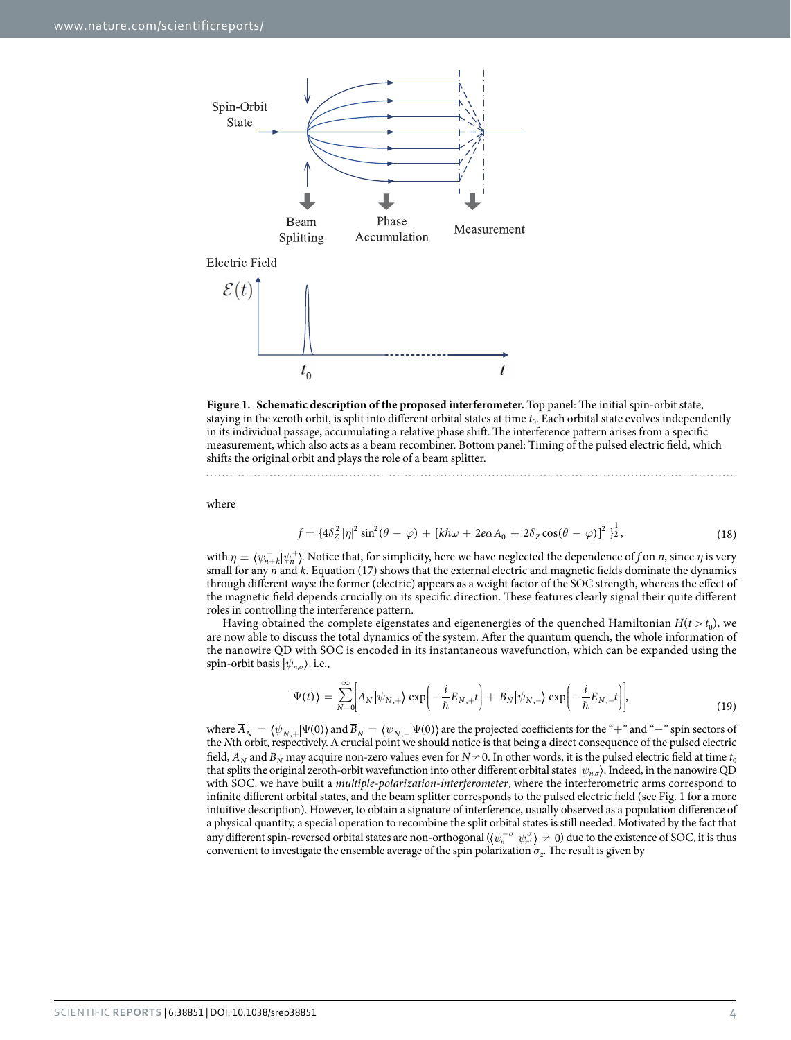**Figure 1. Schematic description of the proposed interferometer.** Top panel: The initial spin-orbit state, staying in the zeroth orbit, is split into different orbital states at time $t_0$. Each orbital state evolves independently in its individual passage, accumulating a relative phase shift. The interference pattern arises from a specific measurement, which also acts as a beam recombiner. Bottom panel: Timing of the pulsed electric field, which shifts the original orbit and plays the role of a beam splitter.

where

$$f = \{4\delta_Z^2 |\eta|^2 \sin^2(\theta - \varphi) + [k\hbar\omega + 2e\alpha A_0 + 2\delta_Z \cos(\theta - \varphi)]^2\}^{\frac{1}{2}}, \tag{18}$$

with $\eta = \langle \psi_{n+k}^{-} | \psi_n^{+} \rangle$. Notice that, for simplicity, here we have neglected the dependence of $f$ on $n$, since $\eta$ is very small for any $n$ and $k$. Equation (17) shows that the external electric and magnetic fields dominate the dynamics through different ways: the former (electric) appears as a weight factor of the SOC strength, whereas the effect of the magnetic field depends crucially on its specific direction. These features clearly signal their quite different roles in controlling the interference pattern.

Having obtained the complete eigenstates and eigenenergies of the quenched Hamiltonian $H(t > t_0)$, we are now able to discuss the total dynamics of the system. After the quantum quench, the whole information of the nanowire QD with SOC is encoded in its instantaneous wavefunction, which can be expanded using the spin-orbit basis $|\psi_{n,\sigma}\rangle$, i.e.,

$$|\Psi(t)\rangle = \sum_{N=0}^{\infty} \left[ \overline{A}_N |\psi_{N,+}\rangle \exp\left(-\frac{i}{\hbar} E_{N,+} t\right) + \overline{B}_N |\psi_{N,-}\rangle \exp\left(-\frac{i}{\hbar} E_{N,-} t\right) \right], \tag{19}$$

where $\overline{A}_N = \langle \psi_{N,+} | \Psi(0) \rangle$ and $\overline{B}_N = \langle \psi_{N,-} | \Psi(0) \rangle$ are the projected coefficients for the "+" and "−" spin sectors of the $N$th orbit, respectively. A crucial point we should notice is that being a direct consequence of the pulsed electric field, $\overline{A}_N$ and $\overline{B}_N$ may acquire non-zero values even for $N \neq 0$. In other words, it is the pulsed electric field at time $t_0$ that splits the original zeroth-orbit wavefunction into other different orbital states $|\psi_{n,\sigma}\rangle$. Indeed, in the nanowire QD with SOC, we have built a *multiple-polarization-interferometer*, where the interferometric arms correspond to infinite different orbital states, and the beam splitter corresponds to the pulsed electric field (see Fig. 1 for a more intuitive description). However, to obtain a signature of interference, usually observed as a population difference of a physical quantity, a special operation to recombine the split orbital states is still needed. Motivated by the fact that any different spin-reversed orbital states are non-orthogonal ($\langle \psi_n^{-\sigma} | \psi_{n'}^{\sigma} \rangle \neq 0$) due to the existence of SOC, it is thus convenient to investigate the ensemble average of the spin polarization $\sigma_z$. The result is given by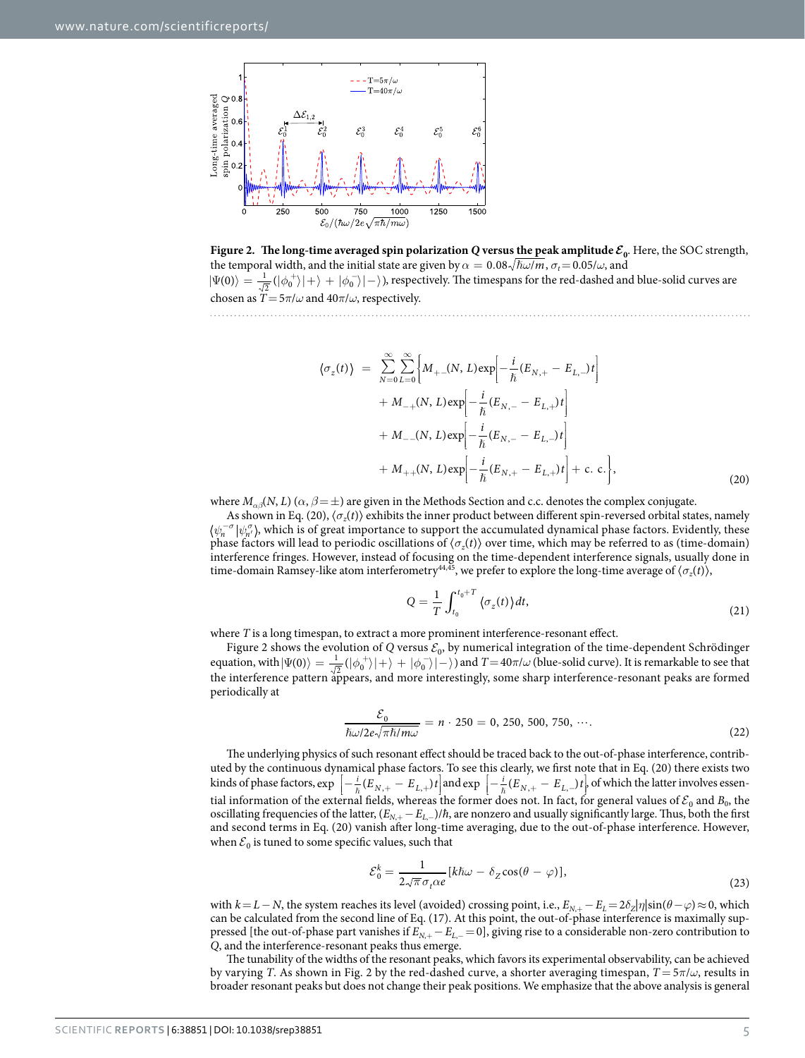**Figure 2. The long-time averaged spin polarization $Q$ versus the peak amplitude $\mathcal{E}_0$.** Here, the SOC strength, the temporal width, and the initial state are given by $\alpha = 0.08\sqrt{\hbar\omega/m}$, $\sigma_t = 0.05/\omega$, and $|\Psi(0)\rangle = \frac{1}{\sqrt{2}}(|\phi_0^+\rangle|+\rangle + |\phi_0^-\rangle|-\rangle)$, respectively. The timespans for the red-dashed and blue-solid curves are chosen as $T = 5\pi/\omega$ and $40\pi/\omega$, respectively.

$$
\begin{aligned}
\langle\sigma_z(t)\rangle = \sum_{N=0}^{\infty}\sum_{L=0}^{\infty}\Bigg\{ & M_{+-}(N, L)\exp\left[-\frac{i}{\hbar}(E_{N,+} - E_{L,-})t\right] \\
& + M_{-+}(N, L)\exp\left[-\frac{i}{\hbar}(E_{N,-} - E_{L,+})t\right] \\
& + M_{--}(N, L)\exp\left[-\frac{i}{\hbar}(E_{N,-} - E_{L,-})t\right] \\
& + M_{++}(N, L)\exp\left[-\frac{i}{\hbar}(E_{N,+} - E_{L,+})t\right] + \text{c. c.}\Bigg\},
\end{aligned}
\tag{20}
$$

where $M_{\alpha\beta}(N, L)$ ($\alpha, \beta = \pm$) are given in the Methods Section and c.c. denotes the complex conjugate.

As shown in Eq. (20), $\langle\sigma_z(t)\rangle$ exhibits the inner product between different spin-reversed orbital states, namely $\langle\psi_n^{-\sigma}|\psi_{n'}^{\sigma}\rangle$, which is of great importance to support the accumulated dynamical phase factors. Evidently, these phase factors will lead to periodic oscillations of $\langle\sigma_z(t)\rangle$ over time, which may be referred to as (time-domain) interference fringes. However, instead of focusing on the time-dependent interference signals, usually done in time-domain Ramsey-like atom interferometry[44,45], we prefer to explore the long-time average of $\langle\sigma_z(t)\rangle$,

$$
Q = \frac{1}{T}\int_{t_0}^{t_0+T}\langle\sigma_z(t)\rangle dt,
\tag{21}
$$

where $T$ is a long timespan, to extract a more prominent interference-resonant effect.

Figure 2 shows the evolution of $Q$ versus $\mathcal{E}_0$, by numerical integration of the time-dependent Schrödinger equation, with $|\Psi(0)\rangle = \frac{1}{\sqrt{2}}(|\phi_0^+\rangle|+\rangle + |\phi_0^-\rangle|-\rangle)$ and $T = 40\pi/\omega$ (blue-solid curve). It is remarkable to see that the interference pattern appears, and more interestingly, some sharp interference-resonant peaks are formed periodically at

$$
\frac{\mathcal{E}_0}{\hbar\omega/2e\sqrt{\pi\hbar/m\omega}} = n\cdot 250 = 0, 250, 500, 750, \cdots.
\tag{22}
$$

The underlying physics of such resonant effect should be traced back to the out-of-phase interference, contributed by the continuous dynamical phase factors. To see this clearly, we first note that in Eq. (20) there exists two kinds of phase factors, $\exp\left[-\frac{i}{\hbar}(E_{N,+} - E_{L,+})t\right]$ and $\exp\left[-\frac{i}{\hbar}(E_{N,+} - E_{L,-})t\right]$, of which the latter involves essential information of the external fields, whereas the former does not. In fact, for general values of $\mathcal{E}_0$ and $B_0$, the oscillating frequencies of the latter, $(E_{N,+} - E_{L,-})/\hbar$, are nonzero and usually significantly large. Thus, both the first and second terms in Eq. (20) vanish after long-time averaging, due to the out-of-phase interference. However, when $\mathcal{E}_0$ is tuned to some specific values, such that

$$
\mathcal{E}_0^k = \frac{1}{2\sqrt{\pi}\sigma_t\alpha e}[k\hbar\omega - \delta_Z\cos(\theta - \varphi)],
\tag{23}
$$

with $k = L - N$, the system reaches its level (avoided) crossing point, i.e., $E_{N,+} - E_L = 2\delta_Z|\eta|\sin(\theta - \varphi) \approx 0$, which can be calculated from the second line of Eq. (17). At this point, the out-of-phase interference is maximally suppressed [the out-of-phase part vanishes if $E_{N,+} - E_{L,-} = 0$], giving rise to a considerable non-zero contribution to $Q$, and the interference-resonant peaks thus emerge.

The tunability of the widths of the resonant peaks, which favors its experimental observability, can be achieved by varying $T$. As shown in Fig. 2 by the red-dashed curve, a shorter averaging timespan, $T = 5\pi/\omega$, results in broader resonant peaks but does not change their peak positions. We emphasize that the above analysis is general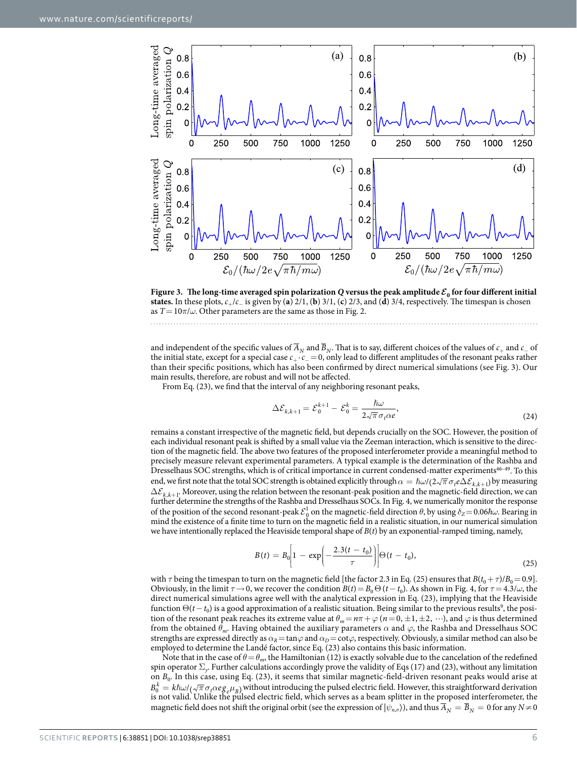**Figure 3. The long-time averaged spin polarization $Q$ versus the peak amplitude $\mathcal{E}_0$ for four different initial states.** In these plots, $c_+/c_-$ is given by (**a**) 2/1, (**b**) 3/1, (**c**) 2/3, and (**d**) 3/4, respectively. The timespan is chosen as $T = 10\pi/\omega$. Other parameters are the same as those in Fig. 2.

and independent of the specific values of $\overline{A}_N$ and $\overline{B}_N$. That is to say, different choices of the values of $c_+$ and $c_-$ of the initial state, except for a special case $c_+ \cdot c_- = 0$, only lead to different amplitudes of the resonant peaks rather than their specific positions, which has also been confirmed by direct numerical simulations (see Fig. 3). Our main results, therefore, are robust and will not be affected.

From Eq. (23), we find that the interval of any neighboring resonant peaks,

$$\Delta\mathcal{E}_{k,k+1} = \mathcal{E}_0^{k+1} - \mathcal{E}_0^{k} = \frac{\hbar\omega}{2\sqrt{\pi}\sigma_t\alpha e}, \tag{24}$$

remains a constant irrespective of the magnetic field, but depends crucially on the SOC. However, the position of each individual resonant peak is shifted by a small value via the Zeeman interaction, which is sensitive to the direction of the magnetic field. The above two features of the proposed interferometer provide a meaningful method to precisely measure relevant experimental parameters. A typical example is the determination of the Rashba and Dresselhaus SOC strengths, which is of critical importance in current condensed-matter experiments[46–49]. To this end, we first note that the total SOC strength is obtained explicitly through $\alpha = \hbar\omega/(2\sqrt{\pi}\sigma_t e\Delta\mathcal{E}_{k,k+1})$ by measuring $\Delta\mathcal{E}_{k,k+1}$. Moreover, using the relation between the resonant-peak position and the magnetic-field direction, we can further determine the strengths of the Rashba and Dresselhaus SOCs. In Fig. 4, we numerically monitor the response of the position of the second resonant-peak $\mathcal{E}_0^1$ on the magnetic-field direction $\theta$, by using $\delta_Z = 0.06\hbar\omega$. Bearing in mind the existence of a finite time to turn on the magnetic field in a realistic situation, in our numerical simulation we have intentionally replaced the Heaviside temporal shape of $B(t)$ by an exponential-ramped timing, namely,

$$B(t) = B_0\left[1 - \exp\left(-\frac{2.3(t - t_0)}{\tau}\right)\right]\Theta(t - t_0), \tag{25}$$

with $\tau$ being the timespan to turn on the magnetic field [the factor 2.3 in Eq. (25) ensures that $B(t_0 + \tau)/B_0 = 0.9$]. Obviously, in the limit $\tau \to 0$, we recover the condition $B(t) = B_0\Theta(t - t_0)$. As shown in Fig. 4, for $\tau = 4.3/\omega$, the direct numerical simulations agree well with the analytical expression in Eq. (23), implying that the Heaviside function $\Theta(t - t_0)$ is a good approximation of a realistic situation. Being similar to the previous results[9], the position of the resonant peak reaches its extreme value at $\theta_m = n\pi + \varphi$ $(n = 0, \pm 1, \pm 2, \cdots)$, and $\varphi$ is thus determined from the obtained $\theta_m$. Having obtained the auxiliary parameters $\alpha$ and $\varphi$, the Rashba and Dresselhaus SOC strengths are expressed directly as $\alpha_R = \tan\varphi$ and $\alpha_D = \cot\varphi$, respectively. Obviously, a similar method can also be employed to determine the Landé factor, since Eq. (23) also contains this basic information.

Note that in the case of $\theta = \theta_m$, the Hamiltonian (12) is exactly solvable due to the cancelation of the redefined spin operator $\Sigma_y$. Further calculations accordingly prove the validity of Eqs (17) and (23), without any limitation on $B_0$. In this case, using Eq. (23), it seems that similar magnetic-field-driven resonant peaks would arise at $B_0^k = k\hbar\omega/(\sqrt{\pi}\sigma_t\alpha e g_e\mu_B)$ without introducing the pulsed electric field. However, this straightforward derivation is not valid. Unlike the pulsed electric field, which serves as a beam splitter in the proposed interferometer, the magnetic field does not shift the original orbit (see the expression of $|\psi_{n,\sigma}\rangle$), and thus $\overline{A}_N = \overline{B}_N = 0$ for any $N \neq 0$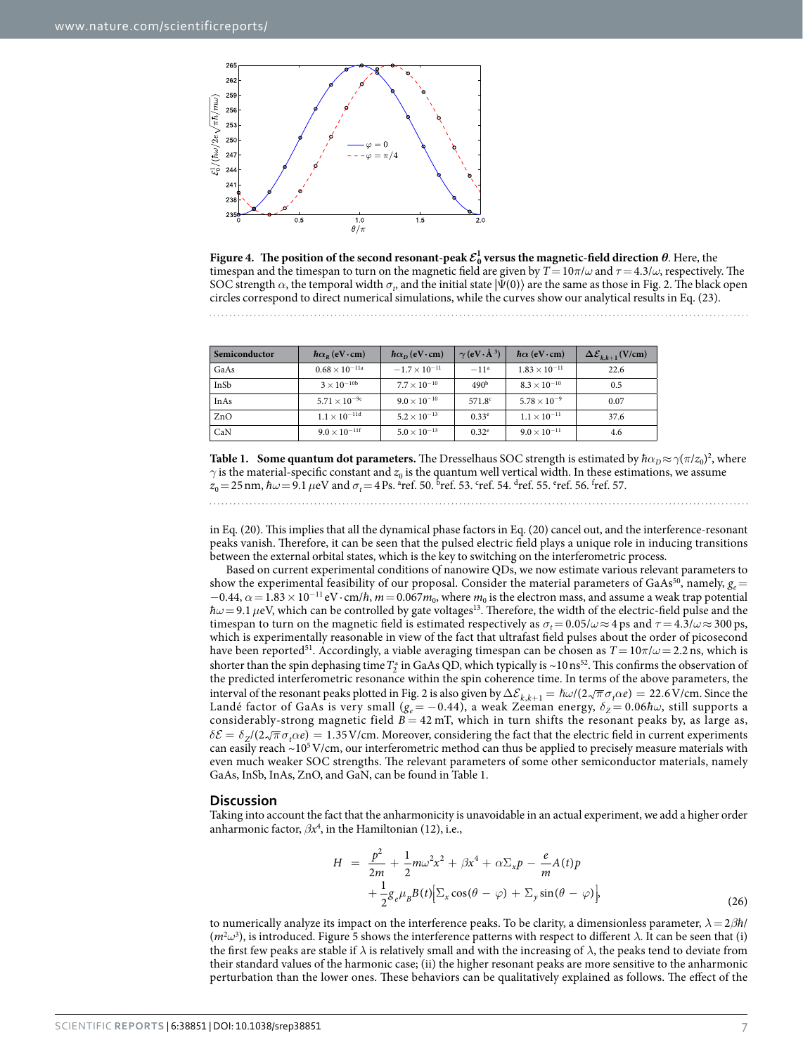**Figure 4. The position of the second resonant-peak $\mathcal{E}_0^1$ versus the magnetic-field direction $\theta$.** Here, the timespan and the timespan to turn on the magnetic field are given by $T = 10\pi/\omega$ and $\tau = 4.3/\omega$, respectively. The SOC strength $\alpha$, the temporal width $\sigma_t$, and the initial state $|\Psi(0)\rangle$ are the same as those in Fig. 2. The black open circles correspond to direct numerical simulations, while the curves show our analytical results in Eq. (23).

| Semiconductor | $\hbar\alpha_R$ (eV·cm) | $\hbar\alpha_D$ (eV·cm) | $\gamma$ (eV·Å$^3$) | $\hbar\alpha$ (eV·cm) | $\Delta\mathcal{E}_{k,k+1}$ (V/cm) |
|---|---|---|---|---|---|
| GaAs | $0.68\times10^{-11a}$ | $-1.7\times10^{-11}$ | $-11^a$ | $1.83\times10^{-11}$ | 22.6 |
| InSb | $3\times10^{-10b}$ | $7.7\times10^{-10}$ | $490^b$ | $8.3\times10^{-10}$ | 0.5 |
| InAs | $5.71\times10^{-9c}$ | $9.0\times10^{-10}$ | $571.8^c$ | $5.78\times10^{-9}$ | 0.07 |
| ZnO | $1.1\times10^{-11d}$ | $5.2\times10^{-13}$ | $0.33^e$ | $1.1\times10^{-11}$ | 37.6 |
| CaN | $9.0\times10^{-11f}$ | $5.0\times10^{-13}$ | $0.32^e$ | $9.0\times10^{-11}$ | 4.6 |

**Table 1. Some quantum dot parameters.** The Dresselhaus SOC strength is estimated by $\hbar\alpha_D \approx \gamma(\pi/z_0)^2$, where $\gamma$ is the material-specific constant and $z_0$ is the quantum well vertical width. In these estimations, we assume $z_0 = 25$ nm, $\hbar\omega = 9.1\,\mu$eV and $\sigma_t = 4$ Ps. [a]ref. 50. [b]ref. 53. [c]ref. 54. [d]ref. 55. [e]ref. 56. [f]ref. 57.

in Eq. (20). This implies that all the dynamical phase factors in Eq. (20) cancel out, and the interference-resonant peaks vanish. Therefore, it can be seen that the pulsed electric field plays a unique role in inducing transitions between the external orbital states, which is the key to switching on the interferometric process.

Based on current experimental conditions of nanowire QDs, we now estimate various relevant parameters to show the experimental feasibility of our proposal. Consider the material parameters of GaAs[50], namely, $g_e = -0.44$, $\alpha = 1.83\times10^{-11}$ eV·cm/$\hbar$, $m = 0.067m_0$, where $m_0$ is the electron mass, and assume a weak trap potential $\hbar\omega = 9.1\,\mu$eV, which can be controlled by gate voltages[13]. Therefore, the width of the electric-field pulse and the timespan to turn on the magnetic field are estimated respectively as $\sigma_t = 0.05/\omega \approx 4$ ps and $\tau = 4.3/\omega \approx 300$ ps, which is experimentally reasonable in view of the fact that ultrafast field pulses about the order of picosecond have been reported[51]. Accordingly, a viable averaging timespan can be chosen as $T = 10\pi/\omega = 2.2$ ns, which is shorter than the spin dephasing time $T_2^*$ in GaAs QD, which typically is ~10 ns[52]. This confirms the observation of the predicted interferometric resonance within the spin coherence time. In terms of the above parameters, the interval of the resonant peaks plotted in Fig. 2 is also given by $\Delta\mathcal{E}_{k,k+1} = \hbar\omega/(2\sqrt{\pi}\sigma_t\alpha e) = 22.6$ V/cm. Since the Landé factor of GaAs is very small ($g_e = -0.44$), a weak Zeeman energy, $\delta_Z = 0.06\hbar\omega$, still supports a considerably-strong magnetic field $B = 42$ mT, which in turn shifts the resonant peaks by, as large as, $\delta\mathcal{E} = \delta_Z/(2\sqrt{\pi}\sigma_t\alpha e) = 1.35$ V/cm. Moreover, considering the fact that the electric field in current experiments can easily reach ~$10^5$ V/cm, our interferometric method can thus be applied to precisely measure materials with even much weaker SOC strengths. The relevant parameters of some other semiconductor materials, namely GaAs, InSb, InAs, ZnO, and GaN, can be found in Table 1.

## Discussion

Taking into account the fact that the anharmonicity is unavoidable in an actual experiment, we add a higher order anharmonic factor, $\beta x^4$, in the Hamiltonian (12), i.e.,

$$
\begin{aligned}
H \;=\; & \frac{p^2}{2m} + \frac{1}{2}m\omega^2x^2 + \beta x^4 + \alpha\Sigma_x p - \frac{e}{m}A(t)p \\
& + \frac{1}{2}g_e\mu_B B(t)\left[\Sigma_x\cos(\theta-\varphi) + \Sigma_y\sin(\theta-\varphi)\right],
\end{aligned}
\tag{26}
$$

to numerically analyze its impact on the interference peaks. To be clarity, a dimensionless parameter, $\lambda = 2\beta\hbar/(m^2\omega^3)$, is introduced. Figure 5 shows the interference patterns with respect to different $\lambda$. It can be seen that (i) the first few peaks are stable if $\lambda$ is relatively small and with the increasing of $\lambda$, the peaks tend to deviate from their standard values of the harmonic case; (ii) the higher resonant peaks are more sensitive to the anharmonic perturbation than the lower ones. These behaviors can be qualitatively explained as follows. The effect of the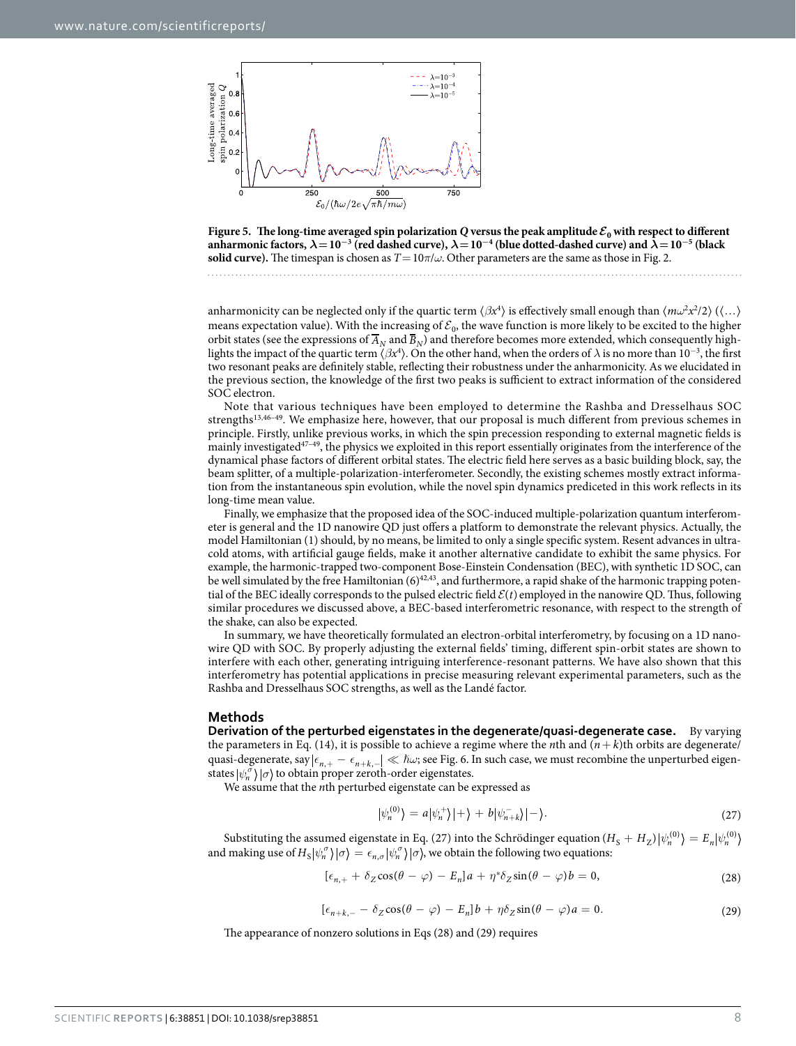**Figure 5. The long-time averaged spin polarization $Q$ versus the peak amplitude $\mathcal{E}_0$ with respect to different anharmonic factors, $\lambda = 10^{-3}$ (red dashed curve), $\lambda = 10^{-4}$ (blue dotted-dashed curve) and $\lambda = 10^{-5}$ (black solid curve).** The timespan is chosen as $T = 10\pi/\omega$. Other parameters are the same as those in Fig. 2.

anharmonicity can be neglected only if the quartic term $\langle \beta x^4 \rangle$ is effectively small enough than $\langle m\omega^2 x^2/2 \rangle$ ($\langle \ldots \rangle$ means expectation value). With the increasing of $\mathcal{E}_0$, the wave function is more likely to be excited to the higher orbit states (see the expressions of $\overline{A}_N$ and $\overline{B}_N$) and therefore becomes more extended, which consequently highlights the impact of the quartic term $\langle \beta x^4 \rangle$. On the other hand, when the orders of $\lambda$ is no more than $10^{-3}$, the first two resonant peaks are definitely stable, reflecting their robustness under the anharmonicity. As we elucidated in the previous section, the knowledge of the first two peaks is sufficient to extract information of the considered SOC electron.

Note that various techniques have been employed to determine the Rashba and Dresselhaus SOC strengths[13,46–49]. We emphasize here, however, that our proposal is much different from previous schemes in principle. Firstly, unlike previous works, in which the spin precession responding to external magnetic fields is mainly investigated[47–49], the physics we exploited in this report essentially originates from the interference of the dynamical phase factors of different orbital states. The electric field here serves as a basic building block, say, the beam splitter, of a multiple-polarization-interferometer. Secondly, the existing schemes mostly extract information from the instantaneous spin evolution, while the novel spin dynamics prediceted in this work reflects in its long-time mean value.

Finally, we emphasize that the proposed idea of the SOC-induced multiple-polarization quantum interferometer is general and the 1D nanowire QD just offers a platform to demonstrate the relevant physics. Actually, the model Hamiltonian (1) should, by no means, be limited to only a single specific system. Resent advances in ultracold atoms, with artificial gauge fields, make it another alternative candidate to exhibit the same physics. For example, the harmonic-trapped two-component Bose-Einstein Condensation (BEC), with synthetic 1D SOC, can be well simulated by the free Hamiltonian (6)[42,43], and furthermore, a rapid shake of the harmonic trapping potential of the BEC ideally corresponds to the pulsed electric field $\mathcal{E}(t)$ employed in the nanowire QD. Thus, following similar procedures we discussed above, a BEC-based interferometric resonance, with respect to the strength of the shake, can also be expected.

In summary, we have theoretically formulated an electron-orbital interferometry, by focusing on a 1D nanowire QD with SOC. By properly adjusting the external fields' timing, different spin-orbit states are shown to interfere with each other, generating intriguing interference-resonant patterns. We have also shown that this interferometry has potential applications in precise measuring relevant experimental parameters, such as the Rashba and Dresselhaus SOC strengths, as well as the Landé factor.

## Methods

**Derivation of the perturbed eigenstates in the degenerate/quasi-degenerate case.** By varying the parameters in Eq. (14), it is possible to achieve a regime where the $n$th and $(n+k)$th orbits are degenerate/quasi-degenerate, say $|\epsilon_{n,+} - \epsilon_{n+k,-}| \ll \hbar\omega$; see Fig. 6. In such case, we must recombine the unperturbed eigenstates $|\psi_n^\sigma\rangle|\sigma\rangle$ to obtain proper zeroth-order eigenstates.

We assume that the $n$th perturbed eigenstate can be expressed as

$$|\psi_n^{(0)}\rangle = a|\psi_n^+\rangle|+\rangle + b|\psi_{n+k}^-\rangle|-\rangle. \tag{27}$$

Substituting the assumed eigenstate in Eq. (27) into the Schrödinger equation $(H_S + H_Z)|\psi_n^{(0)}\rangle = E_n|\psi_n^{(0)}\rangle$ and making use of $H_S|\psi_n^\sigma\rangle|\sigma\rangle = \epsilon_{n,\sigma}|\psi_n^\sigma\rangle|\sigma\rangle$, we obtain the following two equations:

$$[\epsilon_{n,+} + \delta_Z \cos(\theta - \varphi) - E_n]a + \eta^* \delta_Z \sin(\theta - \varphi) b = 0, \tag{28}$$

$$[\epsilon_{n+k,-} - \delta_Z \cos(\theta - \varphi) - E_n]b + \eta \delta_Z \sin(\theta - \varphi) a = 0. \tag{29}$$

The appearance of nonzero solutions in Eqs (28) and (29) requires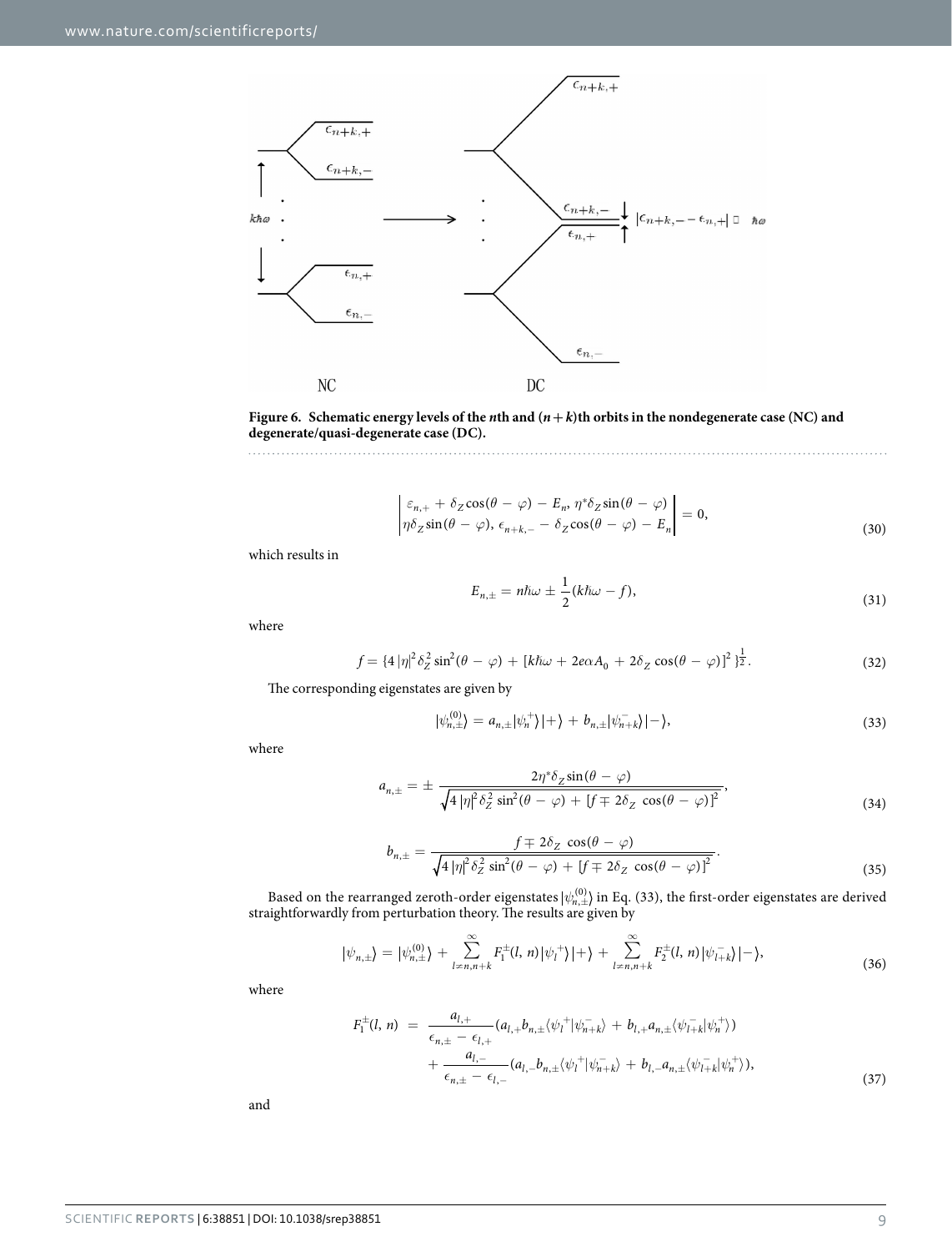**Figure 6. Schematic energy levels of the *n*th and (*n* + *k*)th orbits in the nondegenerate case (NC) and degenerate/quasi-degenerate case (DC).**

$$
\begin{vmatrix} \varepsilon_{n,+} + \delta_Z \cos(\theta - \varphi) - E_n, & \eta^* \delta_Z \sin(\theta - \varphi) \\ \eta \delta_Z \sin(\theta - \varphi), & \epsilon_{n+k,-} - \delta_Z \cos(\theta - \varphi) - E_n \end{vmatrix} = 0, \tag{30}
$$

which results in

$$
E_{n,\pm} = n\hbar\omega \pm \frac{1}{2}(k\hbar\omega - f), \tag{31}
$$

where

$$
f = \{4|\eta|^2 \delta_Z^2 \sin^2(\theta - \varphi) + [k\hbar\omega + 2e\alpha A_0 + 2\delta_Z \cos(\theta - \varphi)]^2\}^{\frac{1}{2}}. \tag{32}
$$

The corresponding eigenstates are given by

$$
|\psi_{n,\pm}^{(0)}\rangle = a_{n,\pm}|\psi_n^+\rangle|+\rangle + b_{n,\pm}|\psi_{n+k}^-\rangle|-\rangle, \tag{33}
$$

where

$$
a_{n,\pm} = \pm \frac{2\eta^* \delta_Z \sin(\theta - \varphi)}{\sqrt{4|\eta|^2 \delta_Z^2 \sin^2(\theta - \varphi) + [f \mp 2\delta_Z \cos(\theta - \varphi)]^2}}, \tag{34}
$$

$$
b_{n,\pm} = \frac{f \mp 2\delta_Z \cos(\theta - \varphi)}{\sqrt{4|\eta|^2 \delta_Z^2 \sin^2(\theta - \varphi) + [f \mp 2\delta_Z \cos(\theta - \varphi)]^2}}. \tag{35}
$$

Based on the rearranged zeroth-order eigenstates $|\psi_{n,\pm}^{(0)}\rangle$ in Eq. (33), the first-order eigenstates are derived straightforwardly from perturbation theory. The results are given by

$$
|\psi_{n,\pm}\rangle = |\psi_{n,\pm}^{(0)}\rangle + \sum_{l \neq n, n+k}^{\infty} F_1^{\pm}(l, n)|\psi_l^+\rangle|+\rangle + \sum_{l \neq n, n+k}^{\infty} F_2^{\pm}(l, n)|\psi_{l+k}^-\rangle|-\rangle, \tag{36}
$$

where

$$
\begin{aligned}
F_1^{\pm}(l, n) = {} & \frac{a_{l,+}}{\epsilon_{n,\pm} - \epsilon_{l,+}}(a_{l,+} b_{n,\pm}\langle\psi_l^+|\psi_{n+k}^-\rangle + b_{l,+} a_{n,\pm}\langle\psi_{l+k}^-|\psi_n^+\rangle) \\
& + \frac{a_{l,-}}{\epsilon_{n,\pm} - \epsilon_{l,-}}(a_{l,-} b_{n,\pm}\langle\psi_l^+|\psi_{n+k}^-\rangle + b_{l,-} a_{n,\pm}\langle\psi_{l+k}^-|\psi_n^+\rangle),
\end{aligned} \tag{37}
$$

and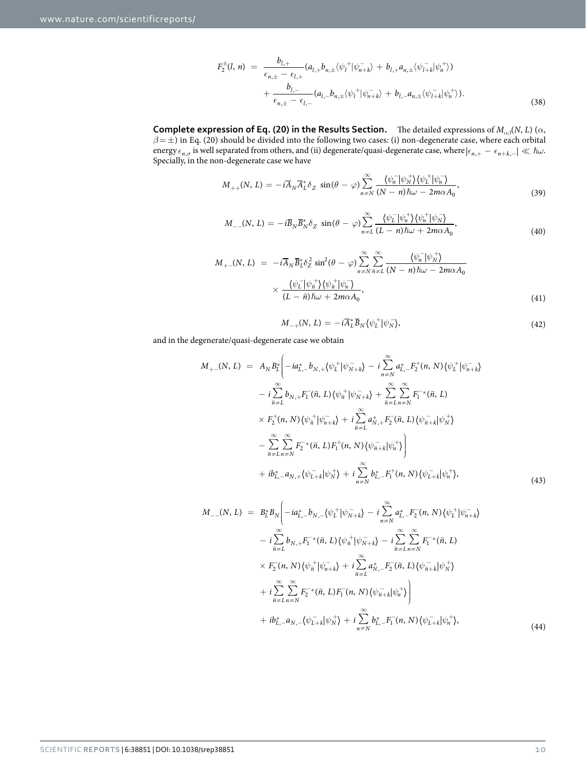$$F_2^{\pm}(l,\, n) \;=\; \frac{b_{l,+}}{\epsilon_{n,\pm} - \epsilon_{l,+}}\left(a_{l,+} b_{n,\pm} \langle \psi_l^{+} | \psi_{n+k}^{-} \rangle + b_{l,+} a_{n,\pm} \langle \psi_{l+k}^{-} | \psi_n^{+} \rangle\right) + \frac{b_{l,-}}{\epsilon_{n,\pm} - \epsilon_{l,-}}\left(a_{l,-} b_{n,\pm} \langle \psi_l^{+} | \psi_{n+k}^{-} \rangle + b_{l,-} a_{n,\pm} \langle \psi_{l+k}^{-} | \psi_n^{+} \rangle\right). \tag{38}$$

**Complete expression of Eq. (20) in the Results Section.** The detailed expressions of $M_{\alpha\beta}(N, L)$ ($\alpha$, $\beta = \pm$) in Eq. (20) should be divided into the following two cases: (i) non-degenerate case, where each orbital energy $\epsilon_{n,\sigma}$ is well separated from others, and (ii) degenerate/quasi-degenerate case, where $|\epsilon_{n,+} - \epsilon_{n+k,-}| \ll \hbar\omega$. Specially, in the non-degenerate case we have

$$M_{++}(N,\, L) = -i\overline{A}_N \overline{A}_L^{*} \delta_Z \,\sin(\theta - \varphi) \sum_{n \neq N}^{\infty} \frac{\langle \psi_n^{-} | \psi_N^{+} \rangle \langle \psi_L^{+} | \psi_n^{-} \rangle}{(N - n)\hbar\omega - 2m\alpha A_0}, \tag{39}$$

$$M_{--}(N,\, L) = -i\overline{B}_N \overline{B}_N^{*} \delta_Z \,\sin(\theta - \varphi) \sum_{n \neq L}^{\infty} \frac{\langle \psi_L^{-} | \psi_n^{+} \rangle \langle \psi_n^{+} | \psi_N^{-} \rangle}{(L - n)\hbar\omega + 2m\alpha A_0}, \tag{40}$$

$$M_{+-}(N,\, L) = -i\overline{A}_N \overline{B}_L^{*} \delta_Z^{2} \,\sin^{2}(\theta - \varphi) \sum_{n \neq N}^{\infty} \sum_{\tilde{n} \neq L}^{\infty} \frac{\langle \psi_n^{-} | \psi_N^{+} \rangle}{(N - n)\hbar\omega - 2m\alpha A_0} \times \frac{\langle \psi_L^{-} | \psi_{\tilde{n}}^{+} \rangle \langle \psi_{\tilde{n}}^{+} | \psi_n^{-} \rangle}{(L - \tilde{n})\hbar\omega + 2m\alpha A_0}, \tag{41}$$

$$M_{-+}(N,\, L) = -i\overline{A}_L^{*} \overline{B}_N \langle \psi_L^{+} | \psi_N^{-} \rangle, \tag{42}$$

and in the degenerate/quasi-degenerate case we obtain

$$\begin{aligned} M_{+-}(N,\, L) \;=\;& A_N B_L^{*} \Bigg( -i a_{L,-}^{*} b_{N,+} \langle \psi_L^{+} | \psi_{N+k}^{-} \rangle - i \sum_{n \neq N}^{\infty} a_{L,-}^{*} F_2^{+}(n,\, N) \langle \psi_L^{+} | \psi_{n+k}^{-} \rangle \\ & - i \sum_{\tilde{n} \neq L}^{\infty} b_{N,+} F_1^{-}(\tilde{n},\, L) \langle \psi_{\tilde{n}}^{+} | \psi_{N+k}^{-} \rangle + \sum_{\tilde{n} \neq L}^{\infty} \sum_{n \neq N}^{\infty} F_1^{-*}(\tilde{n},\, L) \\ & \times F_2^{+}(n,\, N) \langle \psi_{\tilde{n}}^{+} | \psi_{n+k}^{-} \rangle + i \sum_{\tilde{n} \neq L}^{\infty} a_{N,+}^{*} F_2^{-}(\tilde{n},\, L) \langle \psi_{\tilde{n}+k}^{-} | \psi_N^{+} \rangle \\ & - \sum_{\tilde{n} \neq L}^{\infty} \sum_{n \neq N}^{\infty} F_2^{-*}(\tilde{n},\, L) F_1^{+}(n,\, N) \langle \psi_{\tilde{n}+k}^{-} | \psi_n^{+} \rangle \Bigg) \\ & + i b_{L,-}^{*} a_{N,+} \langle \psi_{L+k}^{-} | \psi_N^{+} \rangle + i \sum_{n \neq N}^{\infty} b_{L,-}^{*} F_1^{+}(n,\, N) \langle \psi_{L+k}^{-} | \psi_n^{+} \rangle, \end{aligned} \tag{43}$$

$$\begin{aligned} M_{--}(N,\, L) \;=\;& B_L^{*} B_N \Bigg( -i a_{L,-}^{*} b_{N,-} \langle \psi_L^{+} | \psi_{N+k}^{-} \rangle - i \sum_{n \neq N}^{\infty} a_{L,-}^{*} F_2^{-}(n,\, N) \langle \psi_L^{+} | \psi_{n+k}^{-} \rangle \\ & - i \sum_{\tilde{n} \neq L}^{\infty} b_{N,+} F_1^{-*}(\tilde{n},\, L) \langle \psi_{\tilde{n}}^{+} | \psi_{N+k}^{-} \rangle - i \sum_{\tilde{n} \neq L}^{\infty} \sum_{n \neq N}^{\infty} F_1^{-*}(\tilde{n},\, L) \\ & \times F_2^{-}(n,\, N) \langle \psi_{\tilde{n}}^{+} | \psi_{n+k}^{-} \rangle + i \sum_{\tilde{n} \neq L}^{\infty} a_{N,-}^{*} F_2^{-}(\tilde{n},\, L) \langle \psi_{\tilde{n}+k}^{-} | \psi_N^{+} \rangle \\ & + i \sum_{\tilde{n} \neq L}^{\infty} \sum_{n \neq N}^{\infty} F_2^{-*}(\tilde{n},\, L) F_1^{-}(n,\, N) \langle \psi_{\tilde{n}+k}^{-} | \psi_n^{+} \rangle \Bigg) \\ & + i b_{L,-}^{*} a_{N,-} \langle \psi_{L+k}^{-} | \psi_N^{+} \rangle + i \sum_{n \neq N}^{\infty} b_{L,-}^{*} F_1^{-}(n,\, N) \langle \psi_{L+k}^{-} | \psi_n^{+} \rangle, \end{aligned} \tag{44}$$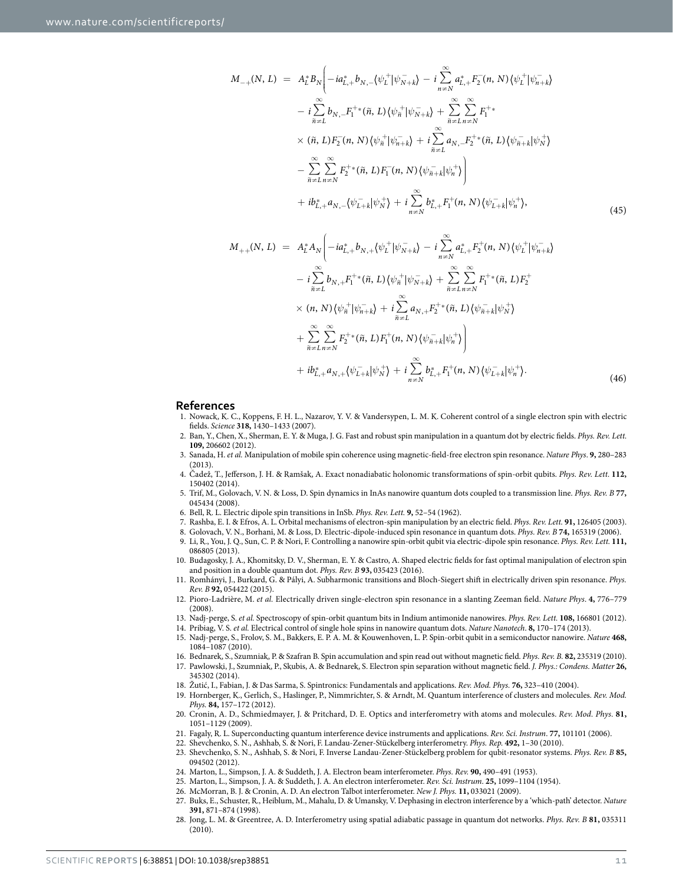$$
\begin{aligned}
M_{-+}(N, L) = \; & A_L^* B_N \Bigg( -i a_{L,+}^* b_{N,-} \langle \psi_L^+ | \psi_{N+k}^- \rangle - i \sum_{n \neq N}^{\infty} a_{L,+}^* F_2^-(n, N) \langle \psi_L^+ | \psi_{n+k}^- \rangle \\
& - i \sum_{\tilde{n} \neq L}^{\infty} b_{N,-} F_1^{+*}(\tilde{n}, L) \langle \psi_{\tilde{n}}^+ | \psi_{N+k}^- \rangle + \sum_{\tilde{n} \neq L}^{\infty} \sum_{n \neq N}^{\infty} F_1^{+*} \\
& \times (\tilde{n}, L) F_2^-(n, N) \langle \psi_{\tilde{n}}^+ | \psi_{n+k}^- \rangle + i \sum_{\tilde{n} \neq L}^{\infty} a_{N,-} F_2^{+*}(\tilde{n}, L) \langle \psi_{\tilde{n}+k}^- | \psi_N^+ \rangle \\
& - \sum_{\tilde{n} \neq L}^{\infty} \sum_{n \neq N}^{\infty} F_2^{+*}(\tilde{n}, L) F_1^-(n, N) \langle \psi_{\tilde{n}+k}^- | \psi_n^+ \rangle \Bigg) \\
& + i b_{L,+}^* a_{N,-} \langle \psi_{L+k}^- | \psi_N^+ \rangle + i \sum_{n \neq N}^{\infty} b_{L,+}^* F_1^+(n, N) \langle \psi_{L+k}^- | \psi_n^+ \rangle,
\end{aligned}
\tag{45}
$$

$$
\begin{aligned}
M_{++}(N, L) = \; & A_L^* A_N \Bigg( -i a_{L,+}^* b_{N,+} \langle \psi_L^+ | \psi_{N+k}^- \rangle - i \sum_{n \neq N}^{\infty} a_{L,+}^* F_2^+(n, N) \langle \psi_L^+ | \psi_{n+k}^- \rangle \\
& - i \sum_{\tilde{n} \neq L}^{\infty} b_{N,+} F_1^{+*}(\tilde{n}, L) \langle \psi_{\tilde{n}}^+ | \psi_{N+k}^- \rangle + \sum_{\tilde{n} \neq L}^{\infty} \sum_{n \neq N}^{\infty} F_1^{+*}(\tilde{n}, L) F_2^+ \\
& \times (n, N) \langle \psi_{\tilde{n}}^+ | \psi_{n+k}^- \rangle + i \sum_{\tilde{n} \neq L}^{\infty} a_{N,+} F_2^{+*}(\tilde{n}, L) \langle \psi_{\tilde{n}+k}^- | \psi_N^+ \rangle \\
& + \sum_{\tilde{n} \neq L}^{\infty} \sum_{n \neq N}^{\infty} F_2^{+*}(\tilde{n}, L) F_1^+(n, N) \langle \psi_{\tilde{n}+k}^- | \psi_n^+ \rangle \Bigg) \\
& + i b_{L,+}^* a_{N,+} \langle \psi_{L+k}^- | \psi_N^+ \rangle + i \sum_{n \neq N}^{\infty} b_{L,+}^* F_1^+(n, N) \langle \psi_{L+k}^- | \psi_n^+ \rangle.
\end{aligned}
\tag{46}
$$

## References

1. Nowack, K. C., Koppens, F. H. L., Nazarov, Y. V. & Vandersypen, L. M. K. Coherent control of a single electron spin with electric fields. *Science* **318,** 1430–1433 (2007).
2. Ban, Y., Chen, X., Sherman, E. Y. & Muga, J. G. Fast and robust spin manipulation in a quantum dot by electric fields. *Phys. Rev. Lett.* **109,** 206602 (2012).
3. Sanada, H. *et al.* Manipulation of mobile spin coherence using magnetic-field-free electron spin resonance. *Nature Phys*. **9,** 280–283 (2013).
4. Čadež, T., Jefferson, J. H. & Ramšak, A. Exact nonadiabatic holonomic transformations of spin-orbit qubits. *Phys. Rev. Lett.* **112,** 150402 (2014).
5. Trif, M., Golovach, V. N. & Loss, D. Spin dynamics in InAs nanowire quantum dots coupled to a transmission line. *Phys. Rev. B* **77,** 045434 (2008).
6. Bell, R. L. Electric dipole spin transitions in InSb. *Phys. Rev. Lett.* **9,** 52–54 (1962).
7. Rashba, E. I. & Efros, A. L. Orbital mechanisms of electron-spin manipulation by an electric field. *Phys. Rev. Lett.* **91,** 126405 (2003).
8. Golovach, V. N., Borhani, M. & Loss, D. Electric-dipole-induced spin resonance in quantum dots. *Phys. Rev. B* **74,** 165319 (2006).
9. Li, R., You, J. Q., Sun, C. P. & Nori, F. Controlling a nanowire spin-orbit qubit via electric-dipole spin resonance. *Phys. Rev. Lett.* **111,** 086805 (2013).
10. Budagosky, J. A., Khomitsky, D. V., Sherman, E. Y. & Castro, A. Shaped electric fields for fast optimal manipulation of electron spin and position in a double quantum dot. *Phys. Rev. B* **93,** 035423 (2016).
11. Romhányi, J., Burkard, G. & Pályi, A. Subharmonic transitions and Bloch-Siegert shift in electrically driven spin resonance. *Phys. Rev. B* **92,** 054422 (2015).
12. Pioro-Ladrière, M. *et al.* Electrically driven single-electron spin resonance in a slanting Zeeman field. *Nature Phys*. **4,** 776–779 (2008).
13. Nadj-perge, S. *et al.* Spectroscopy of spin-orbit quantum bits in Indium antimonide nanowires. *Phys. Rev. Lett.* **108,** 166801 (2012).
14. Pribiag, V. S. *et al.* Electrical control of single hole spins in nanowire quantum dots. *Nature Nanotech*. **8,** 170–174 (2013).
15. Nadj-perge, S., Frolov, S. M., Bakkers, E. P. A. M. & Kouwenhoven, L. P. Spin-orbit qubit in a semiconductor nanowire. *Nature* **468,** 1084–1087 (2010).
16. Bednarek, S., Szumniak, P. & Szafran B. Spin accumulation and spin read out without magnetic field. *Phys. Rev. B*. **82,** 235319 (2010).
17. Pawlowski, J., Szumniak, P., Skubis, A. & Bednarek, S. Electron spin separation without magnetic field. *J. Phys.: Condens. Matter* **26,** 345302 (2014).
18. Žutić, I., Fabian, J. & Das Sarma, S. Spintronics: Fundamentals and applications. *Rev. Mod. Phys.* **76,** 323–410 (2004).
19. Hornberger, K., Gerlich, S., Haslinger, P., Nimmrichter, S. & Arndt, M. Quantum interference of clusters and molecules. *Rev. Mod. Phys.* **84,** 157–172 (2012).
20. Cronin, A. D., Schmiedmayer, J. & Pritchard, D. E. Optics and interferometry with atoms and molecules. *Rev. Mod. Phys.* **81,** 1051–1129 (2009).
21. Fagaly, R. L. Superconducting quantum interference device instruments and applications. *Rev. Sci. Instrum*. **77,** 101101 (2006).
22. Shevchenko, S. N., Ashhab, S. & Nori, F. Landau-Zener-Stückelberg interferometry. *Phys. Rep.* **492,** 1–30 (2010).
23. Shevchenko, S. N., Ashhab, S. & Nori, F. Inverse Landau-Zener-Stückelberg problem for qubit-resonator systems. *Phys. Rev. B* **85,** 094502 (2012).
24. Marton, L., Simpson, J. A. & Suddeth, J. A. Electron beam interferometer. *Phys. Rev.* **90,** 490–491 (1953).
25. Marton, L., Simpson, J. A. & Suddeth, J. A. An electron interferometer. *Rev. Sci. Instrum*. **25,** 1099–1104 (1954).
26. McMorran, B. J. & Cronin, A. D. An electron Talbot interferometer. *New J. Phys.* **11,** 033021 (2009).
27. Buks, E., Schuster, R., Heiblum, M., Mahalu, D. & Umansky, V. Dephasing in electron interference by a 'which-path' detector. *Nature* **391,** 871–874 (1998).
28. Jong, L. M. & Greentree, A. D. Interferometry using spatial adiabatic passage in quantum dot networks. *Phys. Rev. B* **81,** 035311 (2010).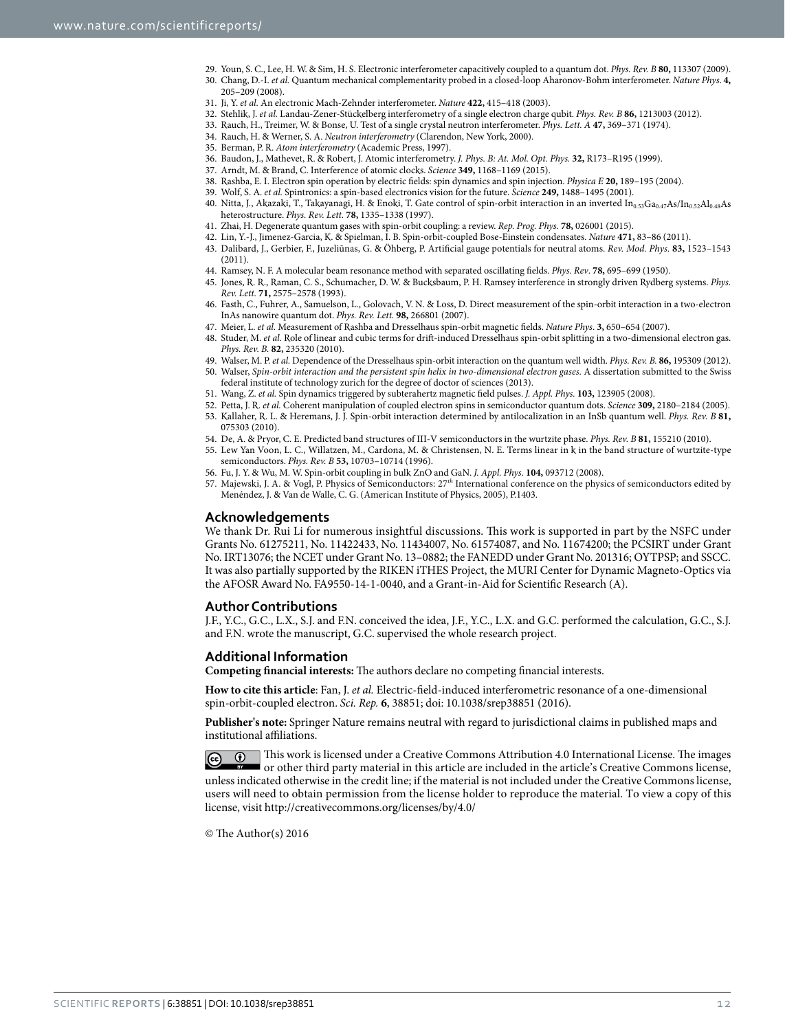29. Youn, S. C., Lee, H. W. & Sim, H. S. Electronic interferometer capacitively coupled to a quantum dot. *Phys. Rev. B* **80,** 113307 (2009).
30. Chang, D.-I. *et al.* Quantum mechanical complementarity probed in a closed-loop Aharonov-Bohm interferometer. *Nature Phys.* **4,** 205–209 (2008).
31. Ji, Y. *et al.* An electronic Mach-Zehnder interferometer. *Nature* **422,** 415–418 (2003).
32. Stehlik, J. *et al.* Landau-Zener-Stückelberg interferometry of a single electron charge qubit. *Phys. Rev. B* **86,** 1213003 (2012).
33. Rauch, H., Treimer, W. & Bonse, U. Test of a single crystal neutron interferometer. *Phys. Lett. A* **47,** 369–371 (1974).
34. Rauch, H. & Werner, S. A. *Neutron interferometry* (Clarendon, New York, 2000).
35. Berman, P. R. *Atom interferometry* (Academic Press, 1997).
36. Baudon, J., Mathevet, R. & Robert, J. Atomic interferometry. *J. Phys. B: At. Mol. Opt. Phys.* **32,** R173–R195 (1999).
37. Arndt, M. & Brand, C. Interference of atomic clocks. *Science* **349,** 1168–1169 (2015).
38. Rashba, E. I. Electron spin operation by electric fields: spin dynamics and spin injection. *Physica E* **20,** 189–195 (2004).
39. Wolf, S. A. *et al.* Spintronics: a spin-based electronics vision for the future. *Science* **249,** 1488–1495 (2001).
40. Nitta, J., Akazaki, T., Takayanagi, H. & Enoki, T. Gate control of spin-orbit interaction in an inverted $In_{0.53}Ga_{0.47}As/In_{0.52}Al_{0.48}As$ heterostructure. *Phys. Rev. Lett.* **78,** 1335–1338 (1997).
41. Zhai, H. Degenerate quantum gases with spin-orbit coupling: a review. *Rep. Prog. Phys.* **78,** 026001 (2015).
42. Lin, Y.-J., Jimenez-Garcia, K. & Spielman, I. B. Spin-orbit-coupled Bose-Einstein condensates. *Nature* **471,** 83–86 (2011).
43. Dalibard, J., Gerbier, F., Juzeliūnas, G. & Öhberg, P. Artificial gauge potentials for neutral atoms. *Rev. Mod. Phys.* **83,** 1523–1543 (2011).
44. Ramsey, N. F. A molecular beam resonance method with separated oscillating fields. *Phys. Rev*. **78,** 695–699 (1950).
45. Jones, R. R., Raman, C. S., Schumacher, D. W. & Bucksbaum, P. H. Ramsey interference in strongly driven Rydberg systems. *Phys. Rev. Lett.* **71,** 2575–2578 (1993).
46. Fasth, C., Fuhrer, A., Samuelson, L., Golovach, V. N. & Loss, D. Direct measurement of the spin-orbit interaction in a two-electron InAs nanowire quantum dot. *Phys. Rev. Lett.* **98,** 266801 (2007).
47. Meier, L. *et al.* Measurement of Rashba and Dresselhaus spin-orbit magnetic fields. *Nature Phys*. **3,** 650–654 (2007).
48. Studer, M. *et al.* Role of linear and cubic terms for drift-induced Dresselhaus spin-orbit splitting in a two-dimensional electron gas. *Phys. Rev. B.* **82,** 235320 (2010).
49. Walser, M. P. *et al.* Dependence of the Dresselhaus spin-orbit interaction on the quantum well width. *Phys. Rev. B.* **86,** 195309 (2012).
50. Walser, *Spin-orbit interaction and the persistent spin helix in two-dimensional electron gases.* A dissertation submitted to the Swiss federal institute of technology zurich for the degree of doctor of sciences (2013).
51. Wang, Z. *et al.* Spin dynamics triggered by subterahertz magnetic field pulses. *J. Appl. Phys.* **103,** 123905 (2008).
52. Petta, J. R. *et al.* Coherent manipulation of coupled electron spins in semiconductor quantum dots. *Science* **309,** 2180–2184 (2005).
53. Kallaher, R. L. & Heremans, J. J. Spin-orbit interaction determined by antilocalization in an InSb quantum well. *Phys. Rev. B* **81,** 075303 (2010).
54. De, A. & Pryor, C. E. Predicted band structures of III-V semiconductors in the wurtzite phase. *Phys. Rev. B* **81,** 155210 (2010).
55. Lew Yan Voon, L. C., Willatzen, M., Cardona, M. & Christensen, N. E. Terms linear in k in the band structure of wurtzite-type semiconductors. *Phys. Rev. B* **53,** 10703–10714 (1996).
56. Fu, J. Y. & Wu, M. W. Spin-orbit coupling in bulk ZnO and GaN. *J. Appl. Phys.* **104,** 093712 (2008).
57. Majewski, J. A. & Vogl, P. Physics of Semiconductors: 27th International conference on the physics of semiconductors edited by Menéndez, J. & Van de Walle, C. G. (American Institute of Physics, 2005), P.1403.

## Acknowledgements

We thank Dr. Rui Li for numerous insightful discussions. This work is supported in part by the NSFC under Grants No. 61275211, No. 11422433, No. 11434007, No. 61574087, and No. 11674200; the PCSIRT under Grant No. IRT13076; the NCET under Grant No. 13–0882; the FANEDD under Grant No. 201316; OYTPSP; and SSCC. It was also partially supported by the RIKEN iTHES Project, the MURI Center for Dynamic Magneto-Optics via the AFOSR Award No. FA9550-14-1-0040, and a Grant-in-Aid for Scientific Research (A).

## Author Contributions

J.F., Y.C., G.C., L.X., S.J. and F.N. conceived the idea, J.F., Y.C., L.X. and G.C. performed the calculation, G.C., S.J. and F.N. wrote the manuscript, G.C. supervised the whole research project.

## Additional Information

**Competing financial interests:** The authors declare no competing financial interests.

**How to cite this article**: Fan, J. *et al.* Electric-field-induced interferometric resonance of a one-dimensional spin-orbit-coupled electron. *Sci. Rep.* **6**, 38851; doi: 10.1038/srep38851 (2016).

**Publisher's note:** Springer Nature remains neutral with regard to jurisdictional claims in published maps and institutional affiliations.

This work is licensed under a Creative Commons Attribution 4.0 International License. The images or other third party material in this article are included in the article's Creative Commons license, unless indicated otherwise in the credit line; if the material is not included under the Creative Commons license, users will need to obtain permission from the license holder to reproduce the material. To view a copy of this license, visit http://creativecommons.org/licenses/by/4.0/

© The Author(s) 2016